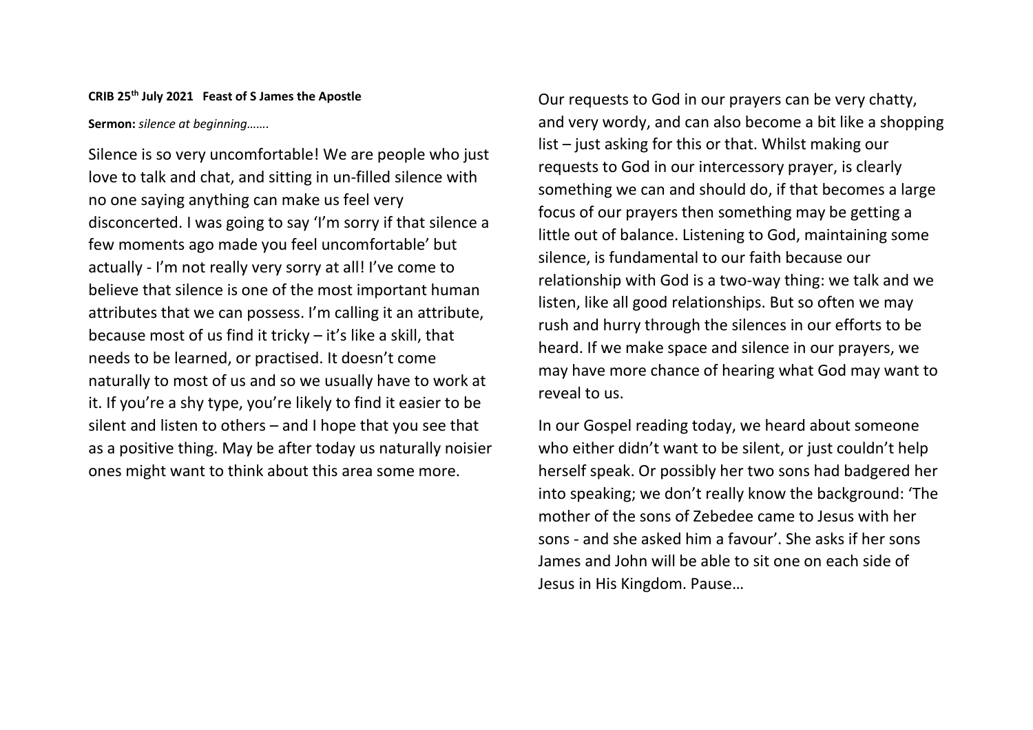**CRIB 25th July 2021 Feast of S James the Apostle**

**Sermon:** *silence at beginning…….*

Silence is so very uncomfortable! We are people who just love to talk and chat, and sitting in un-filled silence with no one saying anything can make us feel very disconcerted. I was going to say 'I'm sorry if that silence a few moments ago made you feel uncomfortable' but actually - I'm not really very sorry at all! I've come to believe that silence is one of the most important human attributes that we can possess. I'm calling it an attribute, because most of us find it tricky – it's like a skill, that needs to be learned, or practised. It doesn't come naturally to most of us and so we usually have to work at it. If you're a shy type, you're likely to find it easier to be silent and listen to others – and I hope that you see that as a positive thing. May be after today us naturally noisier ones might want to think about this area some more.

Our requests to God in our prayers can be very chatty, and very wordy, and can also become a bit like a shopping list – just asking for this or that. Whilst making our requests to God in our intercessory prayer, is clearly something we can and should do, if that becomes a large focus of our prayers then something may be getting a little out of balance. Listening to God, maintaining some silence, is fundamental to our faith because our relationship with God is a two-way thing: we talk and we listen, like all good relationships. But so often we may rush and hurry through the silences in our efforts to be heard. If we make space and silence in our prayers, we may have more chance of hearing what God may want to reveal to us.

In our Gospel reading today, we heard about someone who either didn't want to be silent, or just couldn't help herself speak. Or possibly her two sons had badgered her into speaking; we don't really know the background: 'The mother of the sons of Zebedee came to Jesus with her sons - and she asked him a favour'. She asks if her sons James and John will be able to sit one on each side of Jesus in His Kingdom. Pause…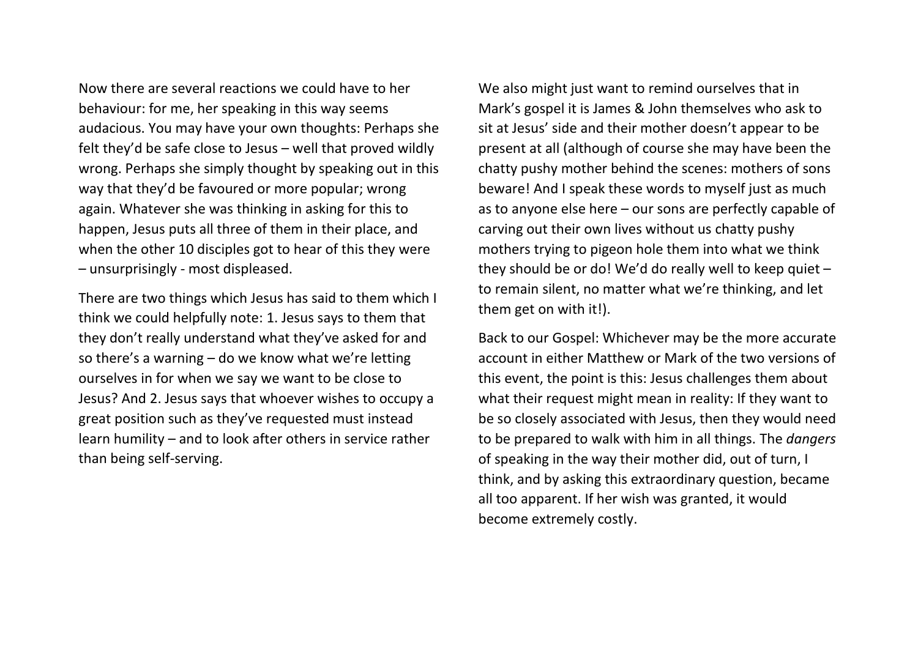Now there are several reactions we could have to her behaviour: for me, her speaking in this way seems audacious. You may have your own thoughts: Perhaps she felt they'd be safe close to Jesus – well that proved wildly wrong. Perhaps she simply thought by speaking out in this way that they'd be favoured or more popular; wrong again. Whatever she was thinking in asking for this to happen, Jesus puts all three of them in their place, and when the other 10 disciples got to hear of this they were – unsurprisingly - most displeased.

There are two things which Jesus has said to them which I think we could helpfully note: 1. Jesus says to them that they don't really understand what they've asked for and so there's a warning – do we know what we're letting ourselves in for when we say we want to be close to Jesus? And 2. Jesus says that whoever wishes to occupy a great position such as they've requested must instead learn humility – and to look after others in service rather than being self-serving.

We also might just want to remind ourselves that in Mark's gospel it is James & John themselves who ask to sit at Jesus' side and their mother doesn't appear to be present at all (although of course she may have been the chatty pushy mother behind the scenes: mothers of sons beware! And I speak these words to myself just as much as to anyone else here – our sons are perfectly capable of carving out their own lives without us chatty pushy mothers trying to pigeon hole them into what we think they should be or do! We'd do really well to keep quiet – to remain silent, no matter what we're thinking, and let them get on with it!).

Back to our Gospel: Whichever may be the more accurate account in either Matthew or Mark of the two versions of this event, the point is this: Jesus challenges them about what their request might mean in reality: If they want to be so closely associated with Jesus, then they would need to be prepared to walk with him in all things. The *dangers* of speaking in the way their mother did, out of turn, I think, and by asking this extraordinary question, became all too apparent. If her wish was granted, it would become extremely costly.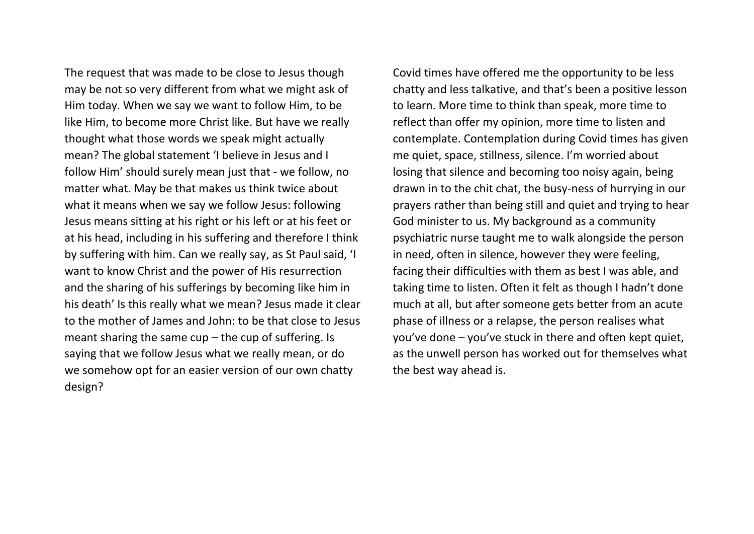The request that was made to be close to Jesus though may be not so very different from what we might ask of Him today. When we say we want to follow Him, to be like Him, to become more Christ like. But have we really thought what those words we speak might actually mean? The global statement 'I believe in Jesus and I follow Him' should surely mean just that - we follow, no matter what. May be that makes us think twice about what it means when we say we follow Jesus: following Jesus means sitting at his right or his left or at his feet or at his head, including in his suffering and therefore I think by suffering with him. Can we really say, as St Paul said, 'I want to know Christ and the power of His resurrection and the sharing of his sufferings by becoming like him in his death' Is this really what we mean? Jesus made it clear to the mother of James and John: to be that close to Jesus meant sharing the same cup – the cup of suffering. Is saying that we follow Jesus what we really mean, or do we somehow opt for an easier version of our own chatty design?

Covid times have offered me the opportunity to be less chatty and less talkative, and that's been a positive lesson to learn. More time to think than speak, more time to reflect than offer my opinion, more time to listen and contemplate. Contemplation during Covid times has given me quiet, space, stillness, silence. I'm worried about losing that silence and becoming too noisy again, being drawn in to the chit chat, the busy-ness of hurrying in our prayers rather than being still and quiet and trying to hear God minister to us. My background as a community psychiatric nurse taught me to walk alongside the person in need, often in silence, however they were feeling, facing their difficulties with them as best I was able, and taking time to listen. Often it felt as though I hadn't done much at all, but after someone gets better from an acute phase of illness or a relapse, the person realises what you've done – you've stuck in there and often kept quiet, as the unwell person has worked out for themselves what the best way ahead is.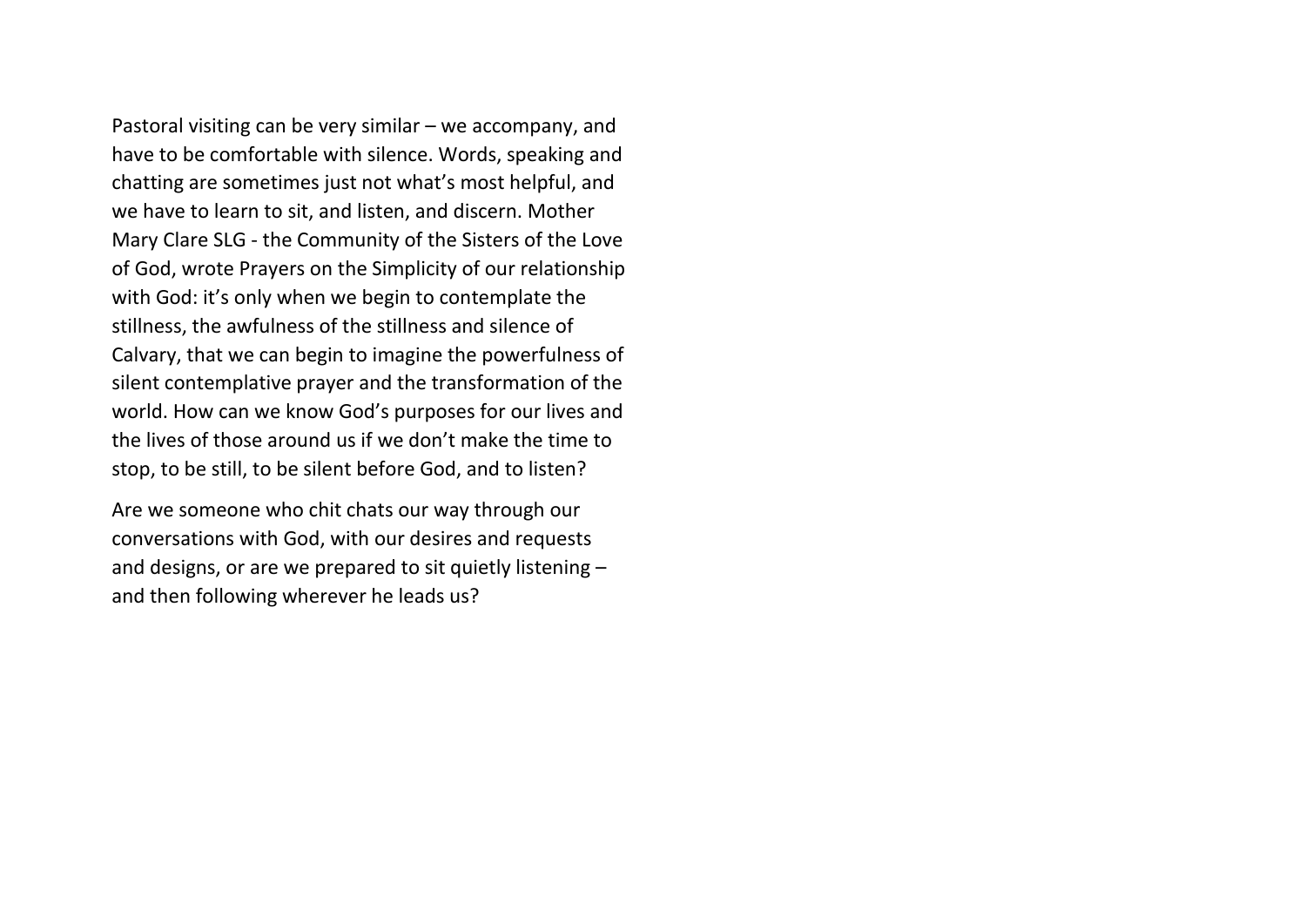Pastoral visiting can be very similar – we accompany, and have to be comfortable with silence. Words, speaking and chatting are sometimes just not what's most helpful, and we have to learn to sit, and listen, and discern. Mother Mary Clare SLG - the Community of the Sisters of the Love of God, wrote Prayers on the Simplicity of our relationship with God: it's only when we begin to contemplate the stillness, the awfulness of the stillness and silence of Calvary, that we can begin to imagine the powerfulness of silent contemplative prayer and the transformation of the world. How can we know God's purposes for our lives and the lives of those around us if we don't make the time to stop, to be still, to be silent before God, and to listen?

Are we someone who chit chats our way through our conversations with God, with our desires and requests and designs, or are we prepared to sit quietly listening – and then following wherever he leads us?